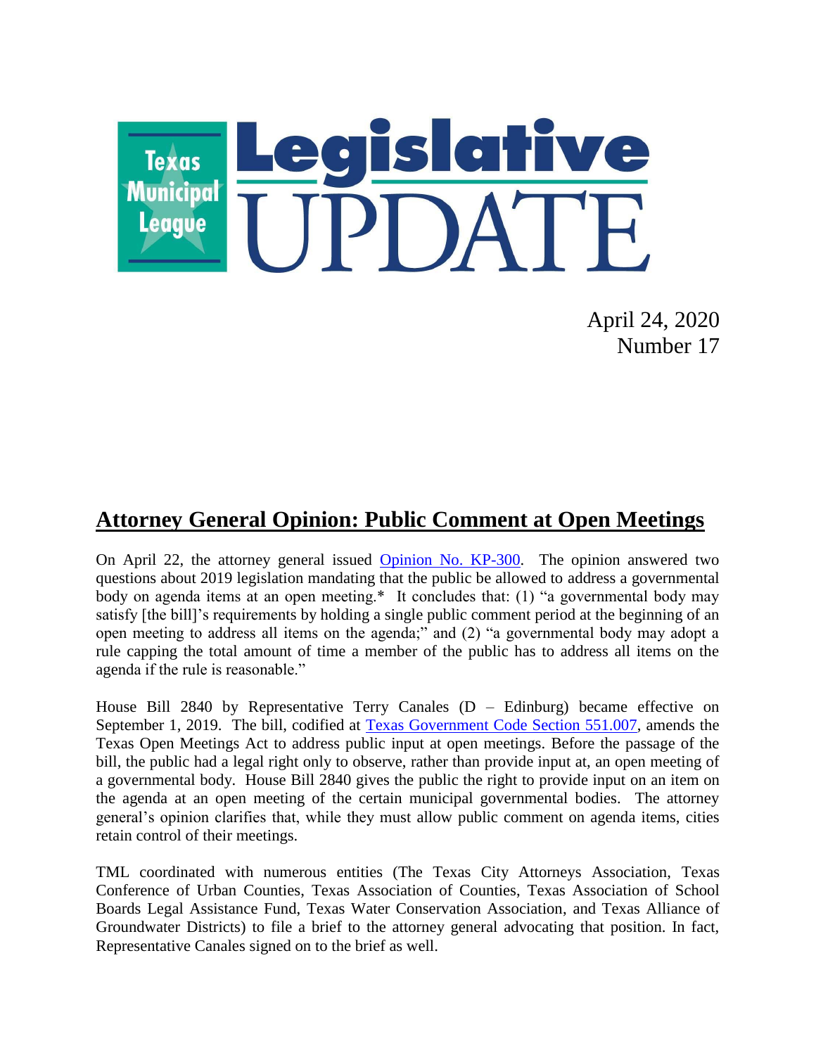# Texas Municipal League Legislative UPDATE

April 24, 2020
Number 17

## Attorney General Opinion: Public Comment at Open Meetings

On April 22, the attorney general issued [Opinion No. KP-300](). The opinion answered two questions about 2019 legislation mandating that the public be allowed to address a governmental body on agenda items at an open meeting.* It concludes that: (1) "a governmental body may satisfy [the bill]'s requirements by holding a single public comment period at the beginning of an open meeting to address all items on the agenda;" and (2) "a governmental body may adopt a rule capping the total amount of time a member of the public has to address all items on the agenda if the rule is reasonable."

House Bill 2840 by Representative Terry Canales (D – Edinburg) became effective on September 1, 2019. The bill, codified at [Texas Government Code Section 551.007](), amends the Texas Open Meetings Act to address public input at open meetings. Before the passage of the bill, the public had a legal right only to observe, rather than provide input at, an open meeting of a governmental body. House Bill 2840 gives the public the right to provide input on an item on the agenda at an open meeting of the certain municipal governmental bodies. The attorney general's opinion clarifies that, while they must allow public comment on agenda items, cities retain control of their meetings.

TML coordinated with numerous entities (The Texas City Attorneys Association, Texas Conference of Urban Counties, Texas Association of Counties, Texas Association of School Boards Legal Assistance Fund, Texas Water Conservation Association, and Texas Alliance of Groundwater Districts) to file a brief to the attorney general advocating that position. In fact, Representative Canales signed on to the brief as well.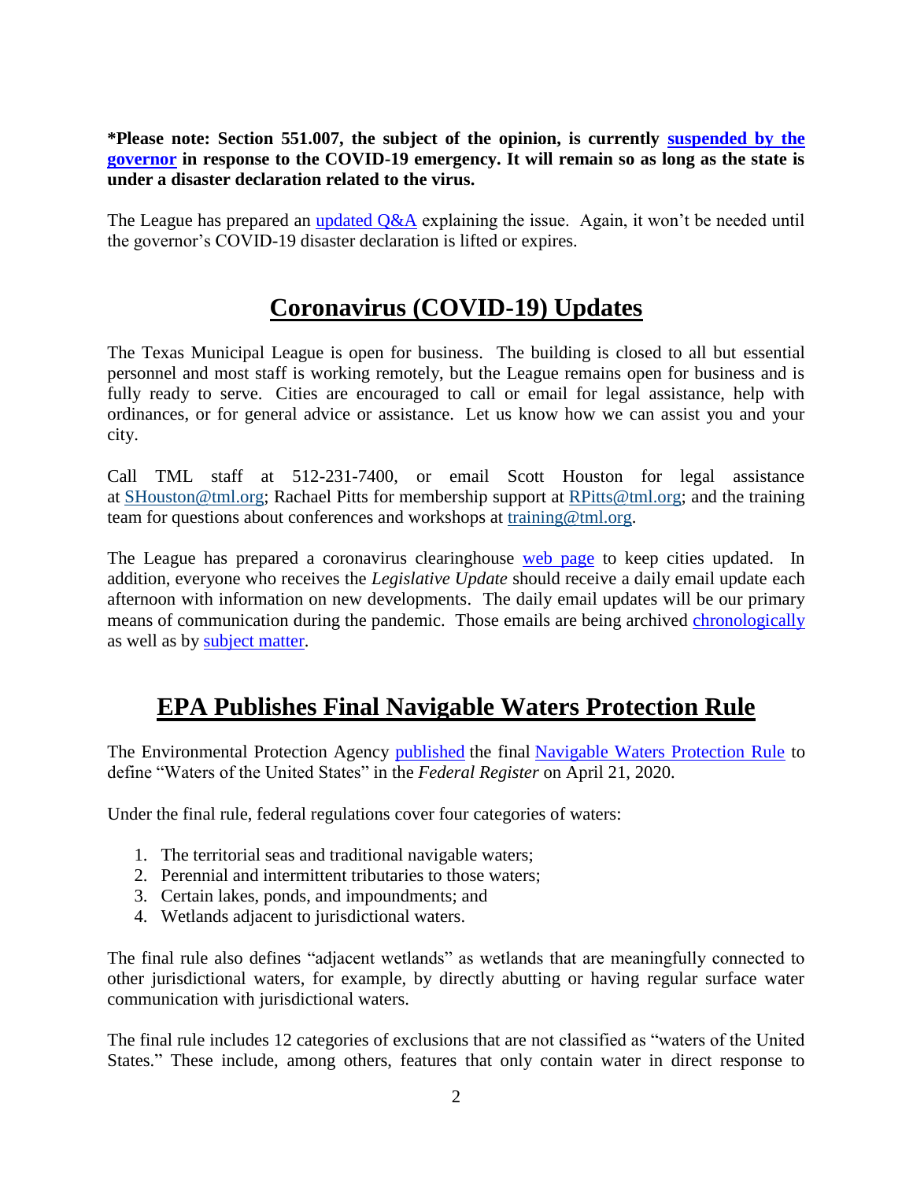**\*Please note: Section 551.007, the subject of the opinion, is currently suspended by the governor in response to the COVID-19 emergency. It will remain so as long as the state is under a disaster declaration related to the virus.**

The League has prepared an updated Q&A explaining the issue. Again, it won't be needed until the governor's COVID-19 disaster declaration is lifted or expires.

## Coronavirus (COVID-19) Updates

The Texas Municipal League is open for business. The building is closed to all but essential personnel and most staff is working remotely, but the League remains open for business and is fully ready to serve. Cities are encouraged to call or email for legal assistance, help with ordinances, or for general advice or assistance. Let us know how we can assist you and your city.

Call TML staff at 512-231-7400, or email Scott Houston for legal assistance at SHouston@tml.org; Rachael Pitts for membership support at RPitts@tml.org; and the training team for questions about conferences and workshops at training@tml.org.

The League has prepared a coronavirus clearinghouse web page to keep cities updated. In addition, everyone who receives the *Legislative Update* should receive a daily email update each afternoon with information on new developments. The daily email updates will be our primary means of communication during the pandemic. Those emails are being archived chronologically as well as by subject matter.

## EPA Publishes Final Navigable Waters Protection Rule

The Environmental Protection Agency published the final Navigable Waters Protection Rule to define "Waters of the United States" in the *Federal Register* on April 21, 2020.

Under the final rule, federal regulations cover four categories of waters:

1. The territorial seas and traditional navigable waters;
2. Perennial and intermittent tributaries to those waters;
3. Certain lakes, ponds, and impoundments; and
4. Wetlands adjacent to jurisdictional waters.

The final rule also defines "adjacent wetlands" as wetlands that are meaningfully connected to other jurisdictional waters, for example, by directly abutting or having regular surface water communication with jurisdictional waters.

The final rule includes 12 categories of exclusions that are not classified as "waters of the United States." These include, among others, features that only contain water in direct response to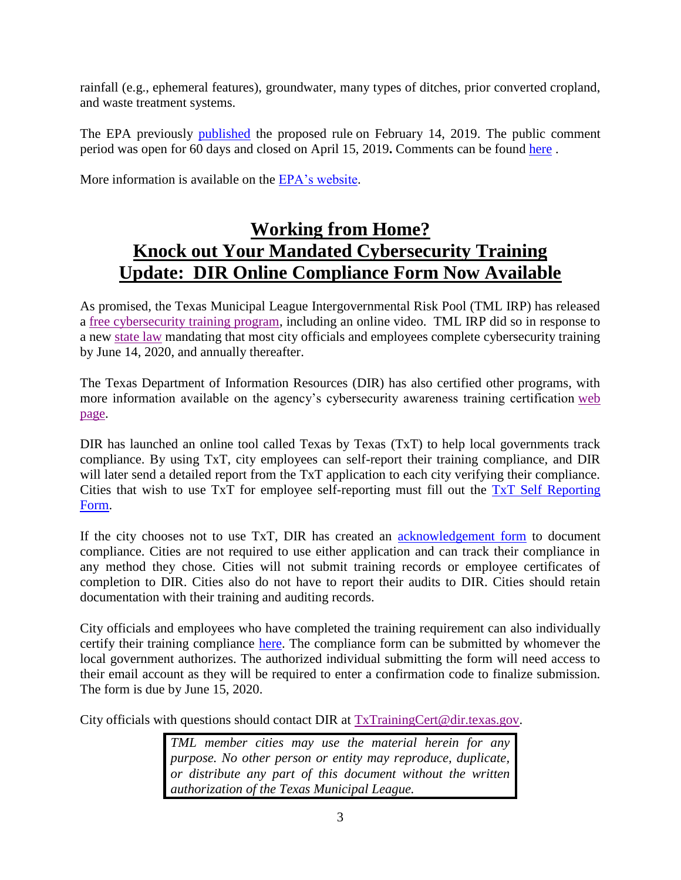rainfall (e.g., ephemeral features), groundwater, many types of ditches, prior converted cropland, and waste treatment systems.

The EPA previously published the proposed rule on February 14, 2019. The public comment period was open for 60 days and closed on April 15, 2019**.** Comments can be found here .

More information is available on the EPA's website.

## Working from Home? Knock out Your Mandated Cybersecurity Training Update: DIR Online Compliance Form Now Available

As promised, the Texas Municipal League Intergovernmental Risk Pool (TML IRP) has released a free cybersecurity training program, including an online video. TML IRP did so in response to a new state law mandating that most city officials and employees complete cybersecurity training by June 14, 2020, and annually thereafter.

The Texas Department of Information Resources (DIR) has also certified other programs, with more information available on the agency's cybersecurity awareness training certification web page.

DIR has launched an online tool called Texas by Texas (TxT) to help local governments track compliance. By using TxT, city employees can self-report their training compliance, and DIR will later send a detailed report from the TxT application to each city verifying their compliance. Cities that wish to use TxT for employee self-reporting must fill out the TxT Self Reporting Form.

If the city chooses not to use TxT, DIR has created an acknowledgement form to document compliance. Cities are not required to use either application and can track their compliance in any method they chose. Cities will not submit training records or employee certificates of completion to DIR. Cities also do not have to report their audits to DIR. Cities should retain documentation with their training and auditing records.

City officials and employees who have completed the training requirement can also individually certify their training compliance here. The compliance form can be submitted by whomever the local government authorizes. The authorized individual submitting the form will need access to their email account as they will be required to enter a confirmation code to finalize submission. The form is due by June 15, 2020.

City officials with questions should contact DIR at TxTrainingCert@dir.texas.gov.

*TML member cities may use the material herein for any purpose. No other person or entity may reproduce, duplicate, or distribute any part of this document without the written authorization of the Texas Municipal League.*